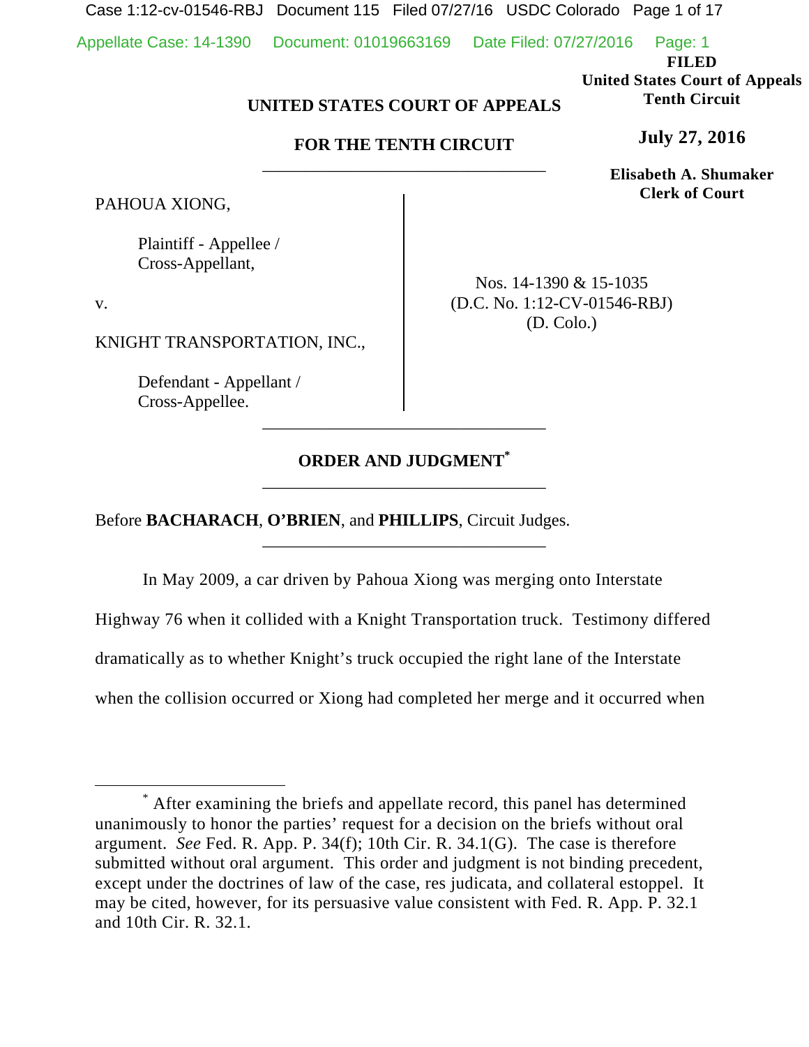**FILED**
**United States Court of Appeals**
**Tenth Circuit**

**July 27, 2016**

**Elisabeth A. Shumaker**
**Clerk of Court**

**UNITED STATES COURT OF APPEALS**

**FOR THE TENTH CIRCUIT**

---

PAHOUA XIONG,

Plaintiff - Appellee / Cross-Appellant,

v.

KNIGHT TRANSPORTATION, INC.,

Defendant - Appellant / Cross-Appellee.

Nos. 14-1390 & 15-1035
(D.C. No. 1:12-CV-01546-RBJ)
(D. Colo.)

---

**ORDER AND JUDGMENT***

---

Before **BACHARACH**, **O'BRIEN**, and **PHILLIPS**, Circuit Judges.

---

In May 2009, a car driven by Pahoua Xiong was merging onto Interstate Highway 76 when it collided with a Knight Transportation truck. Testimony differed dramatically as to whether Knight's truck occupied the right lane of the Interstate when the collision occurred or Xiong had completed her merge and it occurred when

---

* After examining the briefs and appellate record, this panel has determined unanimously to honor the parties' request for a decision on the briefs without oral argument. *See* Fed. R. App. P. 34(f); 10th Cir. R. 34.1(G). The case is therefore submitted without oral argument. This order and judgment is not binding precedent, except under the doctrines of law of the case, res judicata, and collateral estoppel. It may be cited, however, for its persuasive value consistent with Fed. R. App. P. 32.1 and 10th Cir. R. 32.1.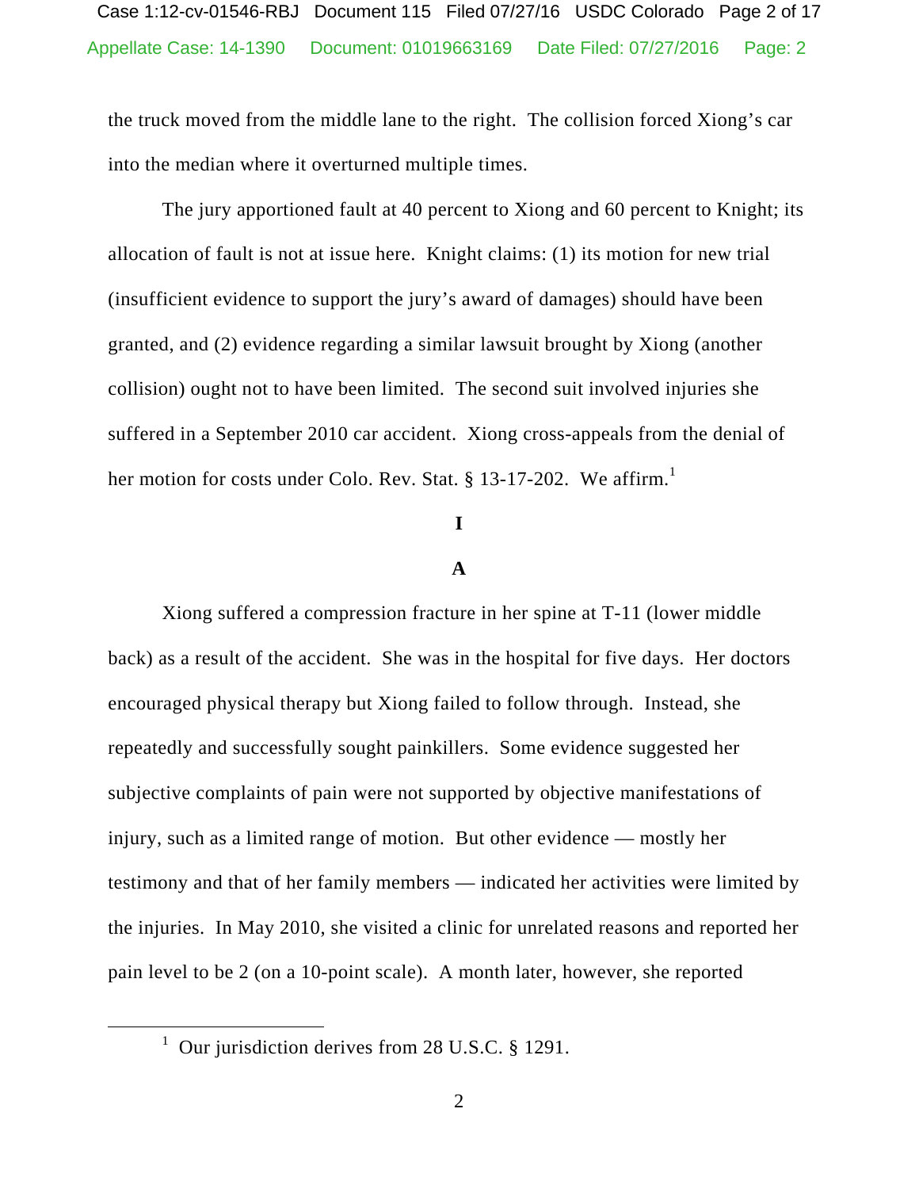the truck moved from the middle lane to the right. The collision forced Xiong's car into the median where it overturned multiple times.

The jury apportioned fault at 40 percent to Xiong and 60 percent to Knight; its allocation of fault is not at issue here. Knight claims: (1) its motion for new trial (insufficient evidence to support the jury's award of damages) should have been granted, and (2) evidence regarding a similar lawsuit brought by Xiong (another collision) ought not to have been limited. The second suit involved injuries she suffered in a September 2010 car accident. Xiong cross-appeals from the denial of her motion for costs under Colo. Rev. Stat. § 13-17-202. We affirm.[1]

# I

## A

Xiong suffered a compression fracture in her spine at T-11 (lower middle back) as a result of the accident. She was in the hospital for five days. Her doctors encouraged physical therapy but Xiong failed to follow through. Instead, she repeatedly and successfully sought painkillers. Some evidence suggested her subjective complaints of pain were not supported by objective manifestations of injury, such as a limited range of motion. But other evidence — mostly her testimony and that of her family members — indicated her activities were limited by the injuries. In May 2010, she visited a clinic for unrelated reasons and reported her pain level to be 2 (on a 10-point scale). A month later, however, she reported

[1] Our jurisdiction derives from 28 U.S.C. § 1291.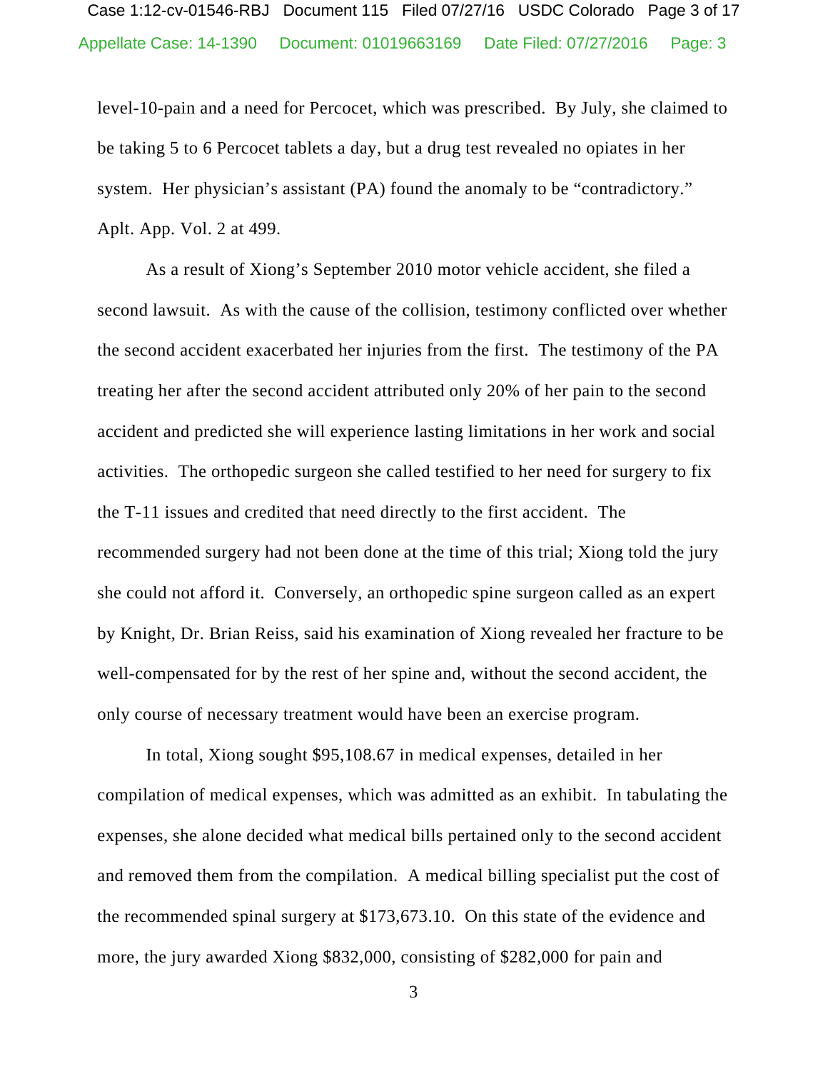level-10-pain and a need for Percocet, which was prescribed. By July, she claimed to be taking 5 to 6 Percocet tablets a day, but a drug test revealed no opiates in her system. Her physician's assistant (PA) found the anomaly to be "contradictory." Aplt. App. Vol. 2 at 499.

As a result of Xiong's September 2010 motor vehicle accident, she filed a second lawsuit. As with the cause of the collision, testimony conflicted over whether the second accident exacerbated her injuries from the first. The testimony of the PA treating her after the second accident attributed only 20% of her pain to the second accident and predicted she will experience lasting limitations in her work and social activities. The orthopedic surgeon she called testified to her need for surgery to fix the T-11 issues and credited that need directly to the first accident. The recommended surgery had not been done at the time of this trial; Xiong told the jury she could not afford it. Conversely, an orthopedic spine surgeon called as an expert by Knight, Dr. Brian Reiss, said his examination of Xiong revealed her fracture to be well-compensated for by the rest of her spine and, without the second accident, the only course of necessary treatment would have been an exercise program.

In total, Xiong sought $95,108.67 in medical expenses, detailed in her compilation of medical expenses, which was admitted as an exhibit. In tabulating the expenses, she alone decided what medical bills pertained only to the second accident and removed them from the compilation. A medical billing specialist put the cost of the recommended spinal surgery at $173,673.10. On this state of the evidence and more, the jury awarded Xiong $832,000, consisting of $282,000 for pain and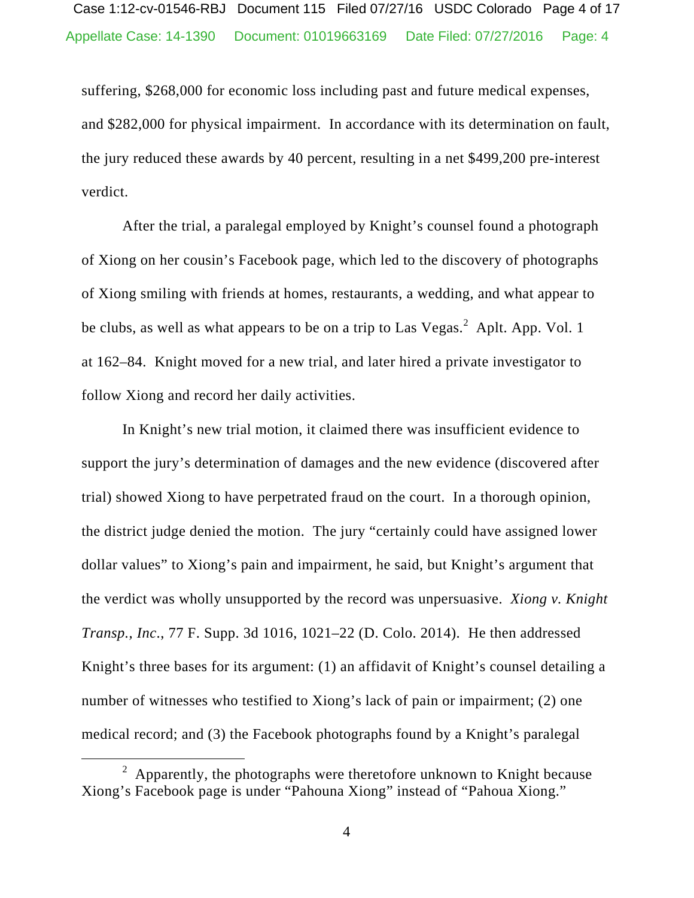suffering, \$268,000 for economic loss including past and future medical expenses, and \$282,000 for physical impairment. In accordance with its determination on fault, the jury reduced these awards by 40 percent, resulting in a net \$499,200 pre-interest verdict.

After the trial, a paralegal employed by Knight's counsel found a photograph of Xiong on her cousin's Facebook page, which led to the discovery of photographs of Xiong smiling with friends at homes, restaurants, a wedding, and what appear to be clubs, as well as what appears to be on a trip to Las Vegas.[2] Aplt. App. Vol. 1 at 162–84. Knight moved for a new trial, and later hired a private investigator to follow Xiong and record her daily activities.

In Knight's new trial motion, it claimed there was insufficient evidence to support the jury's determination of damages and the new evidence (discovered after trial) showed Xiong to have perpetrated fraud on the court. In a thorough opinion, the district judge denied the motion. The jury "certainly could have assigned lower dollar values" to Xiong's pain and impairment, he said, but Knight's argument that the verdict was wholly unsupported by the record was unpersuasive. *Xiong v. Knight Transp., Inc.*, 77 F. Supp. 3d 1016, 1021–22 (D. Colo. 2014). He then addressed Knight's three bases for its argument: (1) an affidavit of Knight's counsel detailing a number of witnesses who testified to Xiong's lack of pain or impairment; (2) one medical record; and (3) the Facebook photographs found by a Knight's paralegal

---

[2] Apparently, the photographs were theretofore unknown to Knight because Xiong's Facebook page is under "Pahouna Xiong" instead of "Pahoua Xiong."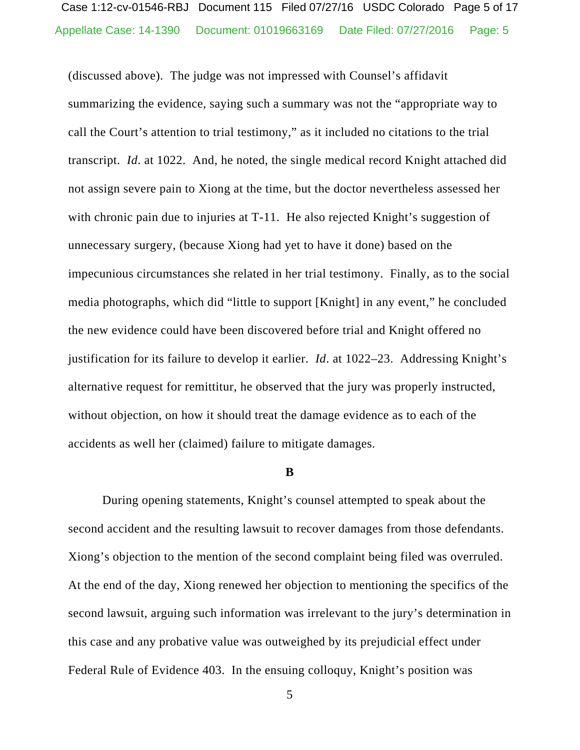(discussed above). The judge was not impressed with Counsel's affidavit summarizing the evidence, saying such a summary was not the "appropriate way to call the Court's attention to trial testimony," as it included no citations to the trial transcript. *Id*. at 1022. And, he noted, the single medical record Knight attached did not assign severe pain to Xiong at the time, but the doctor nevertheless assessed her with chronic pain due to injuries at T-11. He also rejected Knight's suggestion of unnecessary surgery, (because Xiong had yet to have it done) based on the impecunious circumstances she related in her trial testimony. Finally, as to the social media photographs, which did "little to support [Knight] in any event," he concluded the new evidence could have been discovered before trial and Knight offered no justification for its failure to develop it earlier. *Id*. at 1022–23. Addressing Knight's alternative request for remittitur, he observed that the jury was properly instructed, without objection, on how it should treat the damage evidence as to each of the accidents as well her (claimed) failure to mitigate damages.

**B**

During opening statements, Knight's counsel attempted to speak about the second accident and the resulting lawsuit to recover damages from those defendants. Xiong's objection to the mention of the second complaint being filed was overruled. At the end of the day, Xiong renewed her objection to mentioning the specifics of the second lawsuit, arguing such information was irrelevant to the jury's determination in this case and any probative value was outweighed by its prejudicial effect under Federal Rule of Evidence 403. In the ensuing colloquy, Knight's position was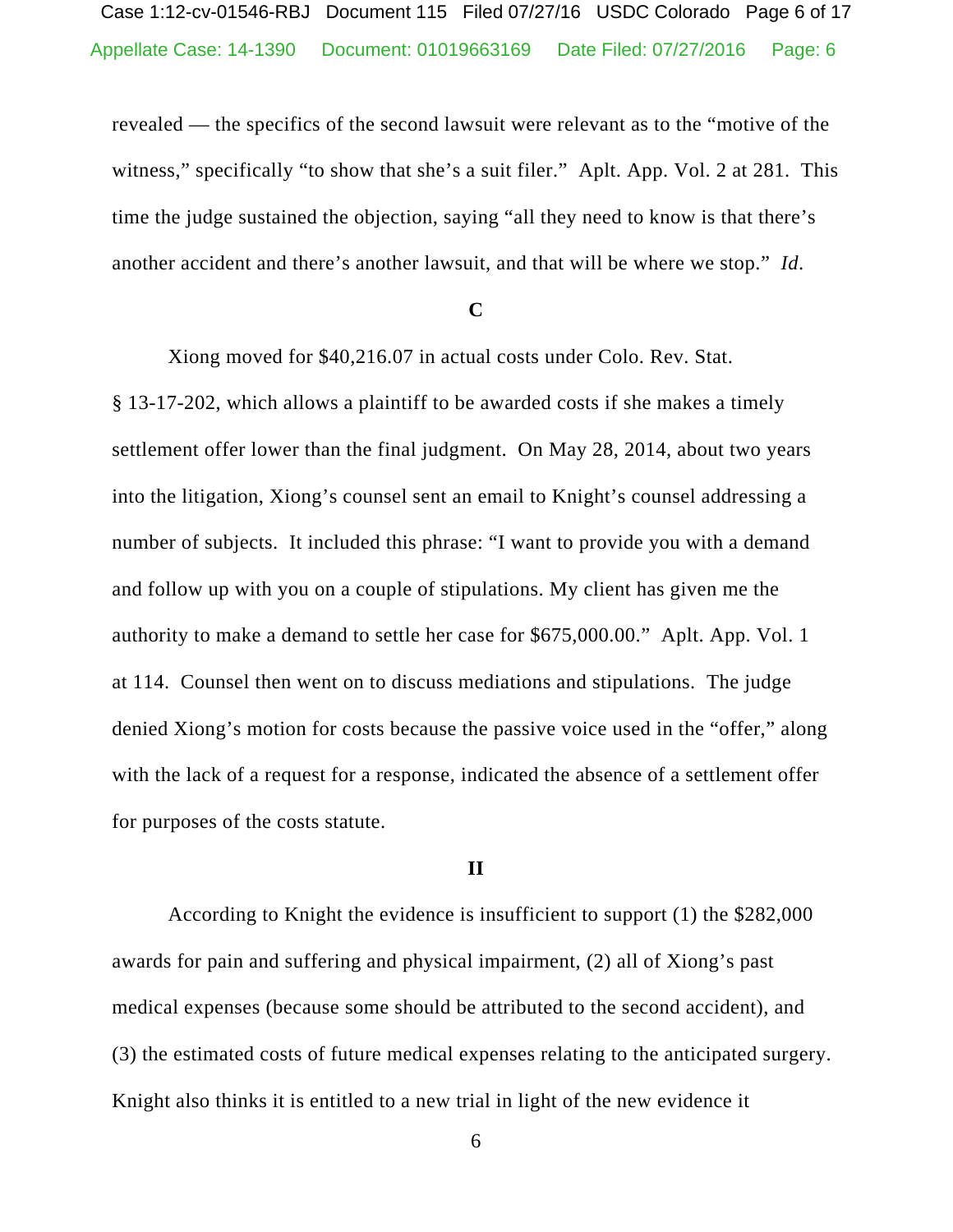revealed — the specifics of the second lawsuit were relevant as to the "motive of the witness," specifically "to show that she's a suit filer." Aplt. App. Vol. 2 at 281. This time the judge sustained the objection, saying "all they need to know is that there's another accident and there's another lawsuit, and that will be where we stop." *Id*.

### C

Xiong moved for $40,216.07 in actual costs under Colo. Rev. Stat. § 13-17-202, which allows a plaintiff to be awarded costs if she makes a timely settlement offer lower than the final judgment. On May 28, 2014, about two years into the litigation, Xiong's counsel sent an email to Knight's counsel addressing a number of subjects. It included this phrase: "I want to provide you with a demand and follow up with you on a couple of stipulations. My client has given me the authority to make a demand to settle her case for $675,000.00." Aplt. App. Vol. 1 at 114. Counsel then went on to discuss mediations and stipulations. The judge denied Xiong's motion for costs because the passive voice used in the "offer," along with the lack of a request for a response, indicated the absence of a settlement offer for purposes of the costs statute.

## II

According to Knight the evidence is insufficient to support (1) the $282,000 awards for pain and suffering and physical impairment, (2) all of Xiong's past medical expenses (because some should be attributed to the second accident), and (3) the estimated costs of future medical expenses relating to the anticipated surgery. Knight also thinks it is entitled to a new trial in light of the new evidence it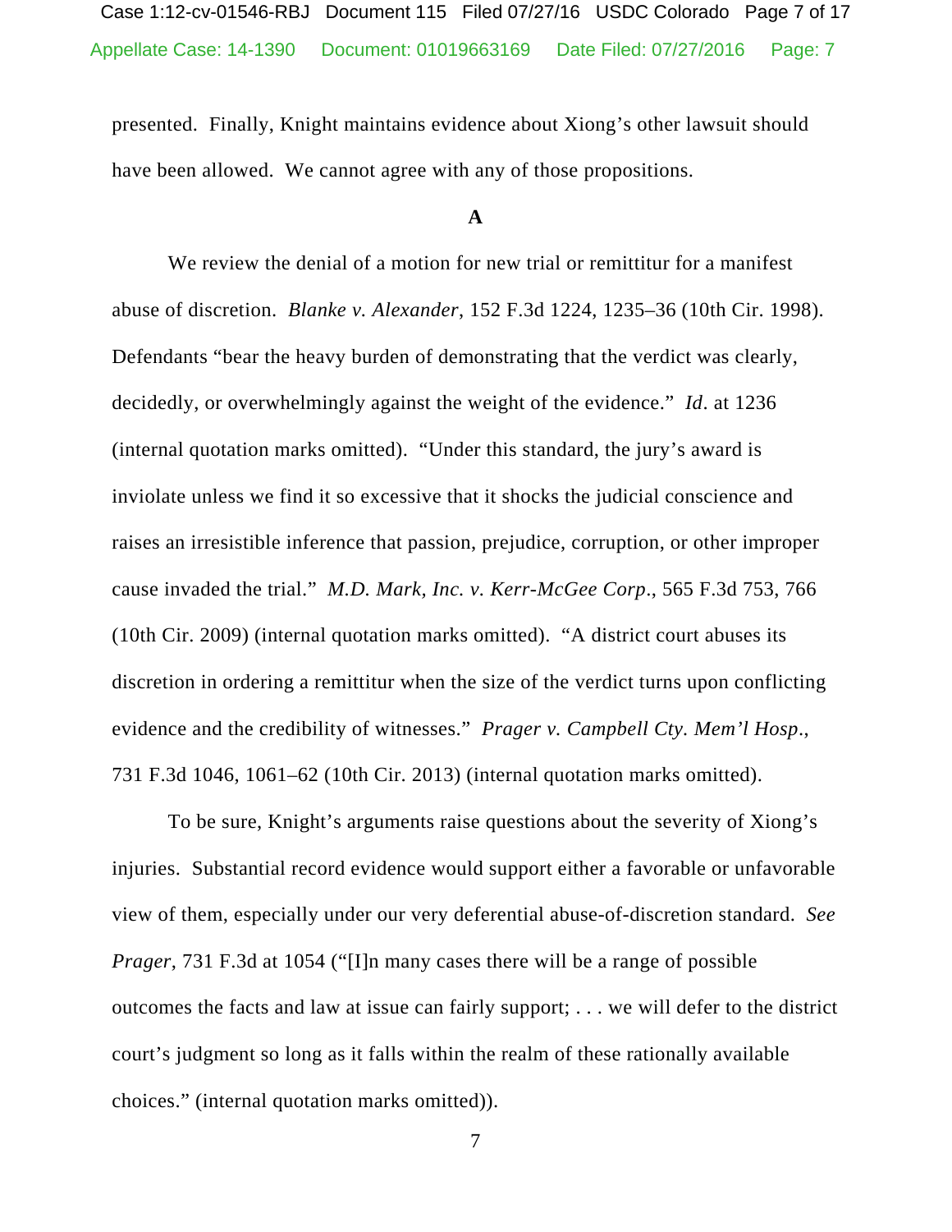presented. Finally, Knight maintains evidence about Xiong's other lawsuit should have been allowed. We cannot agree with any of those propositions.

**A**

We review the denial of a motion for new trial or remittitur for a manifest abuse of discretion. *Blanke v. Alexander*, 152 F.3d 1224, 1235–36 (10th Cir. 1998). Defendants "bear the heavy burden of demonstrating that the verdict was clearly, decidedly, or overwhelmingly against the weight of the evidence." *Id*. at 1236 (internal quotation marks omitted). "Under this standard, the jury's award is inviolate unless we find it so excessive that it shocks the judicial conscience and raises an irresistible inference that passion, prejudice, corruption, or other improper cause invaded the trial." *M.D. Mark, Inc. v. Kerr-McGee Corp*., 565 F.3d 753, 766 (10th Cir. 2009) (internal quotation marks omitted). "A district court abuses its discretion in ordering a remittitur when the size of the verdict turns upon conflicting evidence and the credibility of witnesses." *Prager v. Campbell Cty. Mem'l Hosp*., 731 F.3d 1046, 1061–62 (10th Cir. 2013) (internal quotation marks omitted).

To be sure, Knight's arguments raise questions about the severity of Xiong's injuries. Substantial record evidence would support either a favorable or unfavorable view of them, especially under our very deferential abuse-of-discretion standard. *See Prager*, 731 F.3d at 1054 ("[I]n many cases there will be a range of possible outcomes the facts and law at issue can fairly support; . . . we will defer to the district court's judgment so long as it falls within the realm of these rationally available choices." (internal quotation marks omitted)).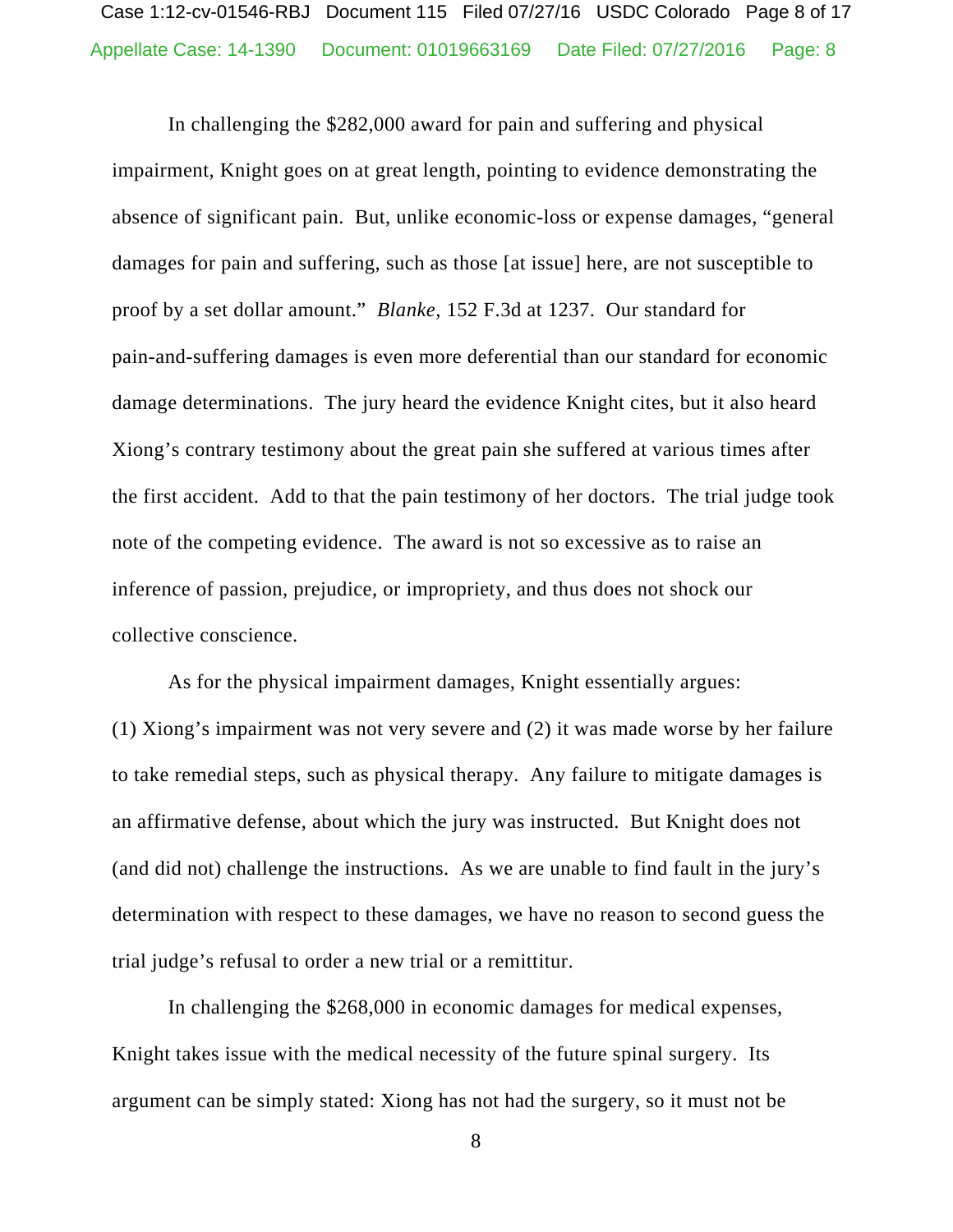In challenging the $282,000 award for pain and suffering and physical impairment, Knight goes on at great length, pointing to evidence demonstrating the absence of significant pain. But, unlike economic-loss or expense damages, "general damages for pain and suffering, such as those [at issue] here, are not susceptible to proof by a set dollar amount." *Blanke*, 152 F.3d at 1237. Our standard for pain-and-suffering damages is even more deferential than our standard for economic damage determinations. The jury heard the evidence Knight cites, but it also heard Xiong's contrary testimony about the great pain she suffered at various times after the first accident. Add to that the pain testimony of her doctors. The trial judge took note of the competing evidence. The award is not so excessive as to raise an inference of passion, prejudice, or impropriety, and thus does not shock our collective conscience.

As for the physical impairment damages, Knight essentially argues: (1) Xiong's impairment was not very severe and (2) it was made worse by her failure to take remedial steps, such as physical therapy. Any failure to mitigate damages is an affirmative defense, about which the jury was instructed. But Knight does not (and did not) challenge the instructions. As we are unable to find fault in the jury's determination with respect to these damages, we have no reason to second guess the trial judge's refusal to order a new trial or a remittitur.

In challenging the $268,000 in economic damages for medical expenses, Knight takes issue with the medical necessity of the future spinal surgery. Its argument can be simply stated: Xiong has not had the surgery, so it must not be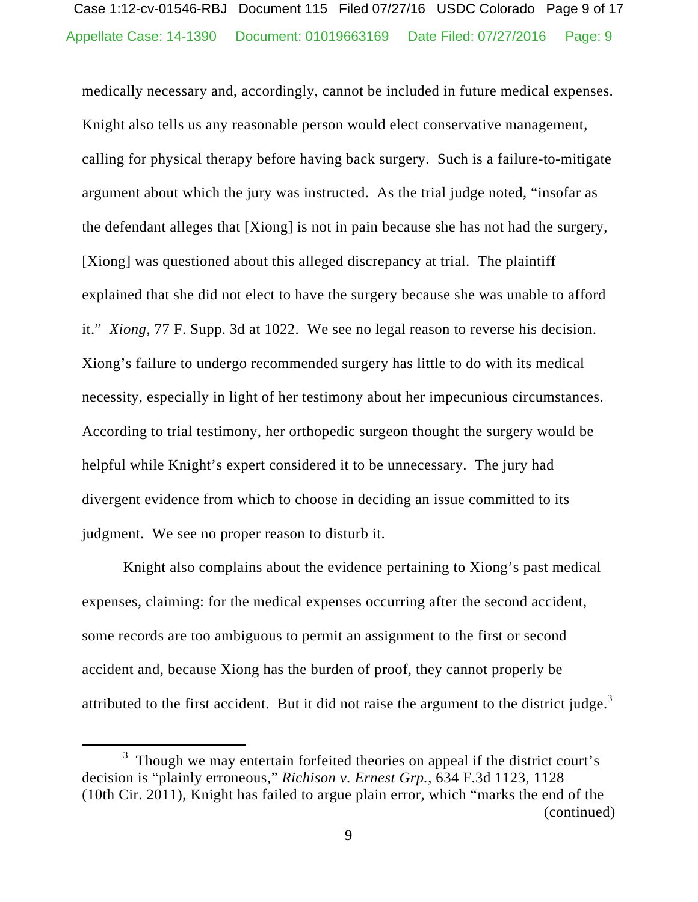medically necessary and, accordingly, cannot be included in future medical expenses. Knight also tells us any reasonable person would elect conservative management, calling for physical therapy before having back surgery. Such is a failure-to-mitigate argument about which the jury was instructed. As the trial judge noted, "insofar as the defendant alleges that [Xiong] is not in pain because she has not had the surgery, [Xiong] was questioned about this alleged discrepancy at trial. The plaintiff explained that she did not elect to have the surgery because she was unable to afford it." *Xiong*, 77 F. Supp. 3d at 1022. We see no legal reason to reverse his decision. Xiong's failure to undergo recommended surgery has little to do with its medical necessity, especially in light of her testimony about her impecunious circumstances. According to trial testimony, her orthopedic surgeon thought the surgery would be helpful while Knight's expert considered it to be unnecessary. The jury had divergent evidence from which to choose in deciding an issue committed to its judgment. We see no proper reason to disturb it.

Knight also complains about the evidence pertaining to Xiong's past medical expenses, claiming: for the medical expenses occurring after the second accident, some records are too ambiguous to permit an assignment to the first or second accident and, because Xiong has the burden of proof, they cannot properly be attributed to the first accident. But it did not raise the argument to the district judge.[3]

---

[3] Though we may entertain forfeited theories on appeal if the district court's decision is "plainly erroneous," *Richison v. Ernest Grp.*, 634 F.3d 1123, 1128 (10th Cir. 2011), Knight has failed to argue plain error, which "marks the end of the (continued)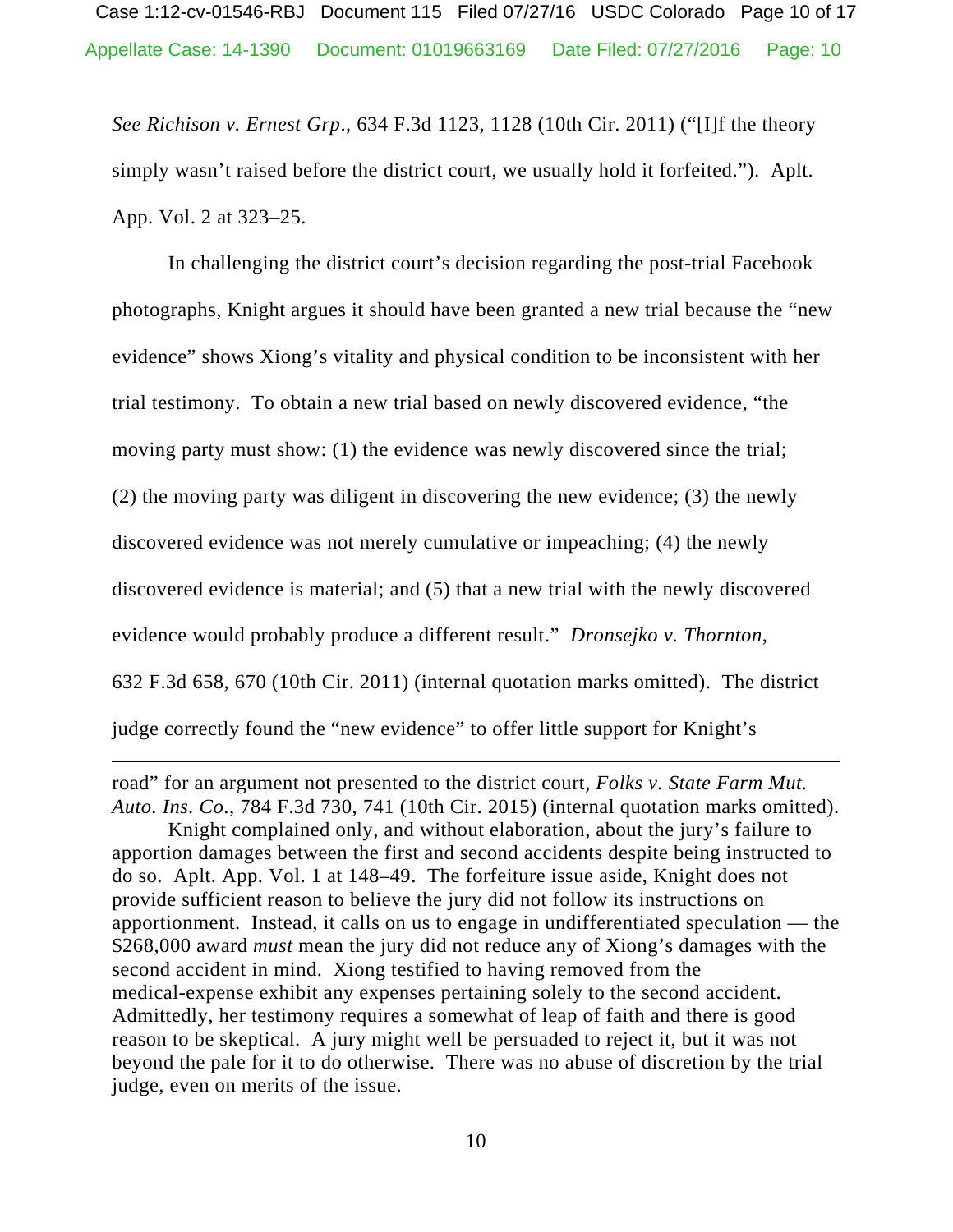*See Richison v. Ernest Grp*., 634 F.3d 1123, 1128 (10th Cir. 2011) ("[I]f the theory simply wasn't raised before the district court, we usually hold it forfeited."). Aplt. App. Vol. 2 at 323–25.

In challenging the district court's decision regarding the post-trial Facebook photographs, Knight argues it should have been granted a new trial because the "new evidence" shows Xiong's vitality and physical condition to be inconsistent with her trial testimony. To obtain a new trial based on newly discovered evidence, "the moving party must show: (1) the evidence was newly discovered since the trial; (2) the moving party was diligent in discovering the new evidence; (3) the newly discovered evidence was not merely cumulative or impeaching; (4) the newly discovered evidence is material; and (5) that a new trial with the newly discovered evidence would probably produce a different result." *Dronsejko v. Thornton*, 632 F.3d 658, 670 (10th Cir. 2011) (internal quotation marks omitted). The district judge correctly found the "new evidence" to offer little support for Knight's

---

road" for an argument not presented to the district court, *Folks v. State Farm Mut. Auto. Ins. Co*., 784 F.3d 730, 741 (10th Cir. 2015) (internal quotation marks omitted).

Knight complained only, and without elaboration, about the jury's failure to apportion damages between the first and second accidents despite being instructed to do so. Aplt. App. Vol. 1 at 148–49. The forfeiture issue aside, Knight does not provide sufficient reason to believe the jury did not follow its instructions on apportionment. Instead, it calls on us to engage in undifferentiated speculation — the $268,000 award *must* mean the jury did not reduce any of Xiong's damages with the second accident in mind. Xiong testified to having removed from the medical-expense exhibit any expenses pertaining solely to the second accident. Admittedly, her testimony requires a somewhat of leap of faith and there is good reason to be skeptical. A jury might well be persuaded to reject it, but it was not beyond the pale for it to do otherwise. There was no abuse of discretion by the trial judge, even on merits of the issue.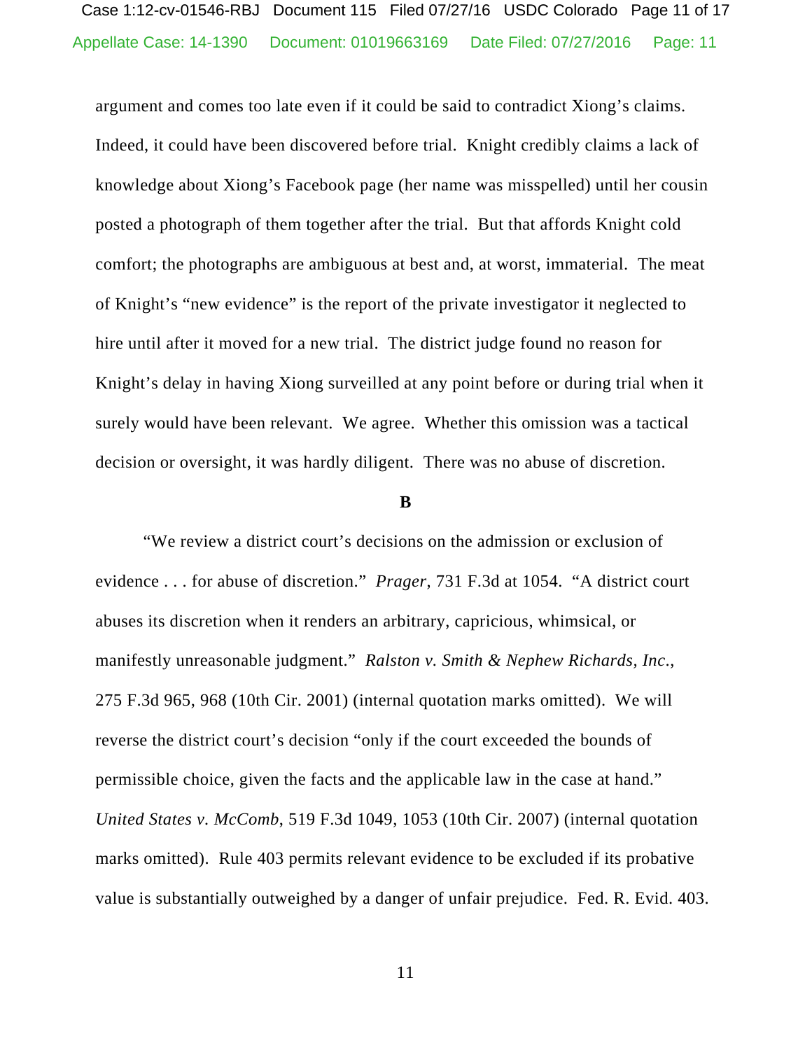argument and comes too late even if it could be said to contradict Xiong's claims. Indeed, it could have been discovered before trial. Knight credibly claims a lack of knowledge about Xiong's Facebook page (her name was misspelled) until her cousin posted a photograph of them together after the trial. But that affords Knight cold comfort; the photographs are ambiguous at best and, at worst, immaterial. The meat of Knight's "new evidence" is the report of the private investigator it neglected to hire until after it moved for a new trial. The district judge found no reason for Knight's delay in having Xiong surveilled at any point before or during trial when it surely would have been relevant. We agree. Whether this omission was a tactical decision or oversight, it was hardly diligent. There was no abuse of discretion.

**B**

"We review a district court's decisions on the admission or exclusion of evidence . . . for abuse of discretion." *Prager*, 731 F.3d at 1054. "A district court abuses its discretion when it renders an arbitrary, capricious, whimsical, or manifestly unreasonable judgment." *Ralston v. Smith & Nephew Richards, Inc.*, 275 F.3d 965, 968 (10th Cir. 2001) (internal quotation marks omitted). We will reverse the district court's decision "only if the court exceeded the bounds of permissible choice, given the facts and the applicable law in the case at hand." *United States v. McComb*, 519 F.3d 1049, 1053 (10th Cir. 2007) (internal quotation marks omitted). Rule 403 permits relevant evidence to be excluded if its probative value is substantially outweighed by a danger of unfair prejudice. Fed. R. Evid. 403.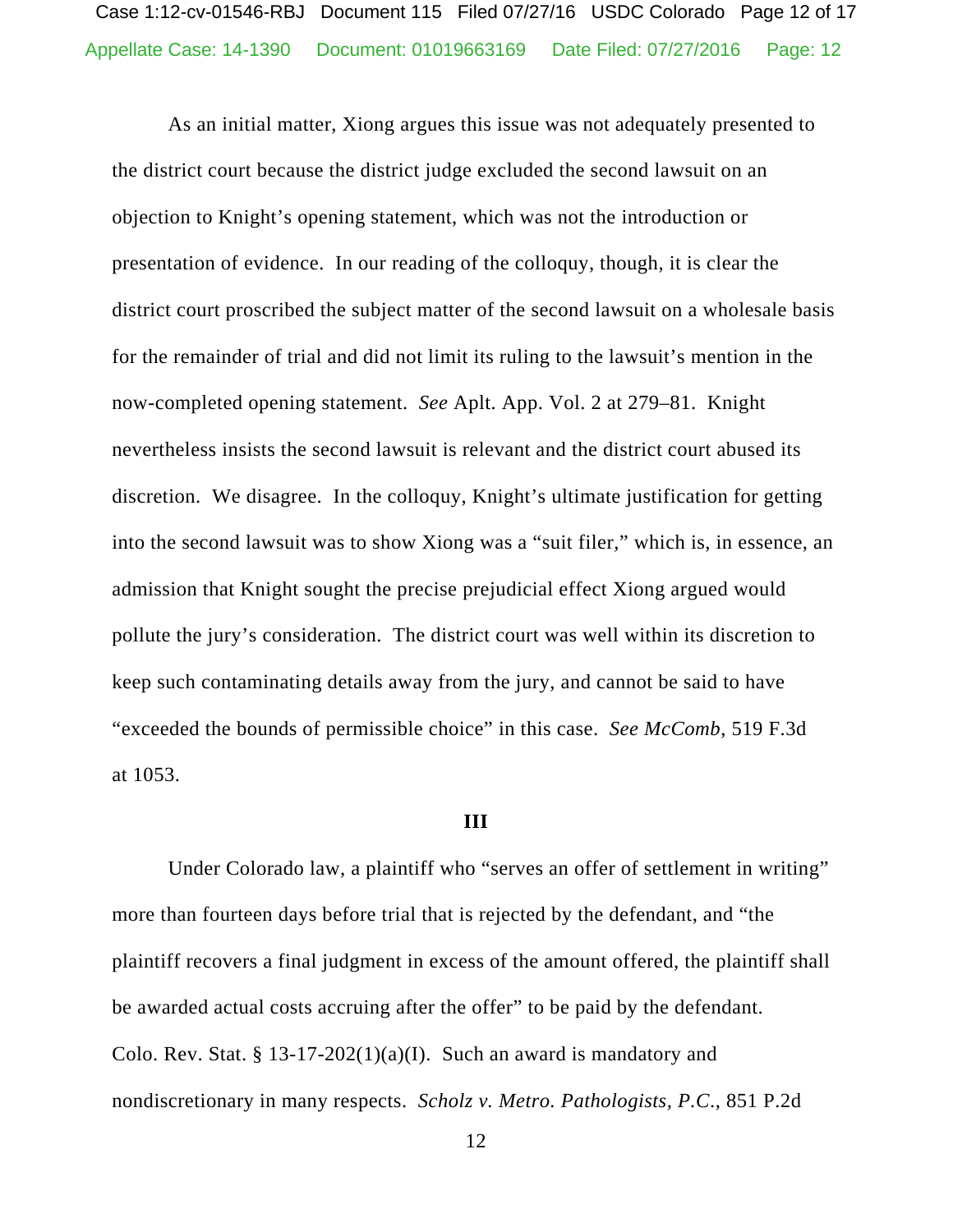As an initial matter, Xiong argues this issue was not adequately presented to the district court because the district judge excluded the second lawsuit on an objection to Knight's opening statement, which was not the introduction or presentation of evidence. In our reading of the colloquy, though, it is clear the district court proscribed the subject matter of the second lawsuit on a wholesale basis for the remainder of trial and did not limit its ruling to the lawsuit's mention in the now-completed opening statement. *See* Aplt. App. Vol. 2 at 279–81. Knight nevertheless insists the second lawsuit is relevant and the district court abused its discretion. We disagree. In the colloquy, Knight's ultimate justification for getting into the second lawsuit was to show Xiong was a "suit filer," which is, in essence, an admission that Knight sought the precise prejudicial effect Xiong argued would pollute the jury's consideration. The district court was well within its discretion to keep such contaminating details away from the jury, and cannot be said to have "exceeded the bounds of permissible choice" in this case. *See McComb*, 519 F.3d at 1053.

**III**

Under Colorado law, a plaintiff who "serves an offer of settlement in writing" more than fourteen days before trial that is rejected by the defendant, and "the plaintiff recovers a final judgment in excess of the amount offered, the plaintiff shall be awarded actual costs accruing after the offer" to be paid by the defendant. Colo. Rev. Stat. § 13-17-202(1)(a)(I). Such an award is mandatory and nondiscretionary in many respects. *Scholz v. Metro. Pathologists, P.C.*, 851 P.2d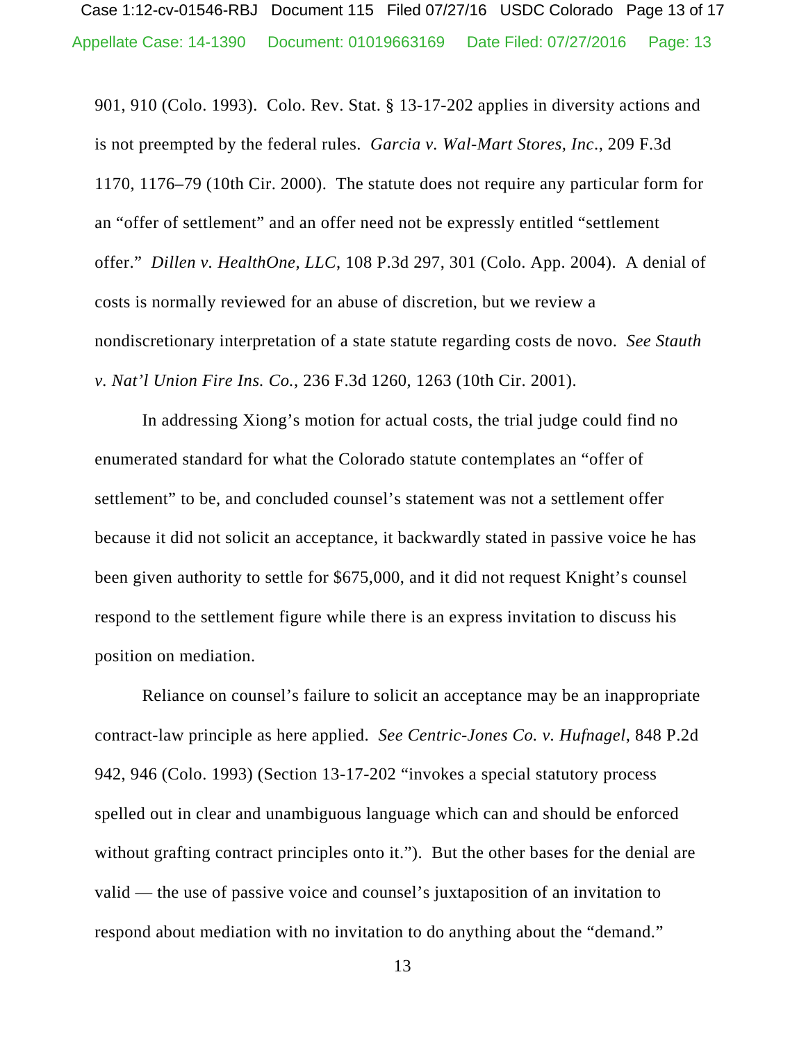901, 910 (Colo. 1993). Colo. Rev. Stat. § 13-17-202 applies in diversity actions and is not preempted by the federal rules. *Garcia v. Wal-Mart Stores, Inc.*, 209 F.3d 1170, 1176–79 (10th Cir. 2000). The statute does not require any particular form for an "offer of settlement" and an offer need not be expressly entitled "settlement offer." *Dillen v. HealthOne, LLC*, 108 P.3d 297, 301 (Colo. App. 2004). A denial of costs is normally reviewed for an abuse of discretion, but we review a nondiscretionary interpretation of a state statute regarding costs de novo. *See Stauth v. Nat'l Union Fire Ins. Co.*, 236 F.3d 1260, 1263 (10th Cir. 2001).

In addressing Xiong's motion for actual costs, the trial judge could find no enumerated standard for what the Colorado statute contemplates an "offer of settlement" to be, and concluded counsel's statement was not a settlement offer because it did not solicit an acceptance, it backwardly stated in passive voice he has been given authority to settle for $675,000, and it did not request Knight's counsel respond to the settlement figure while there is an express invitation to discuss his position on mediation.

Reliance on counsel's failure to solicit an acceptance may be an inappropriate contract-law principle as here applied. *See Centric-Jones Co. v. Hufnagel*, 848 P.2d 942, 946 (Colo. 1993) (Section 13-17-202 "invokes a special statutory process spelled out in clear and unambiguous language which can and should be enforced without grafting contract principles onto it."). But the other bases for the denial are valid — the use of passive voice and counsel's juxtaposition of an invitation to respond about mediation with no invitation to do anything about the "demand."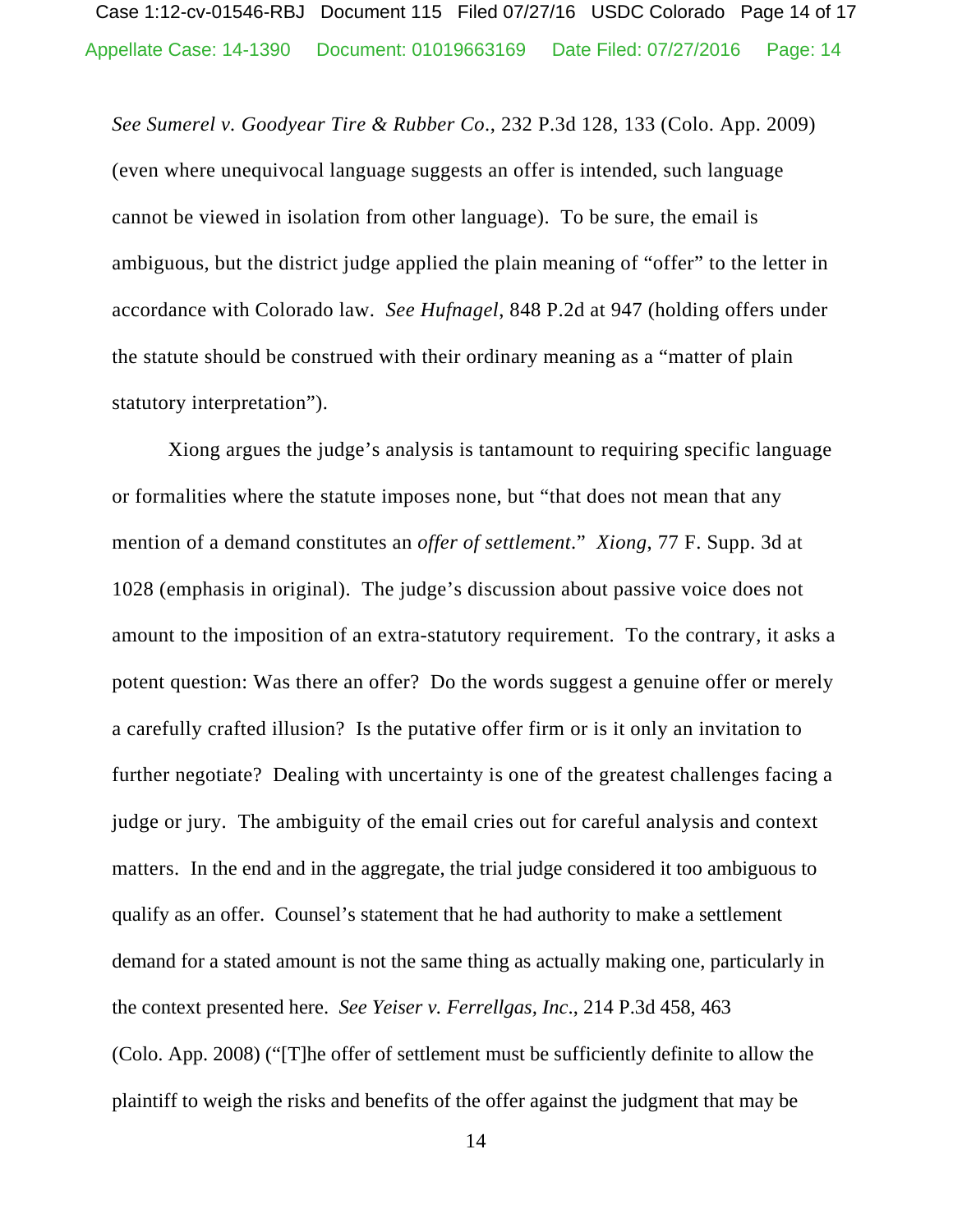*See Sumerel v. Goodyear Tire & Rubber Co.*, 232 P.3d 128, 133 (Colo. App. 2009) (even where unequivocal language suggests an offer is intended, such language cannot be viewed in isolation from other language). To be sure, the email is ambiguous, but the district judge applied the plain meaning of "offer" to the letter in accordance with Colorado law. *See Hufnagel*, 848 P.2d at 947 (holding offers under the statute should be construed with their ordinary meaning as a "matter of plain statutory interpretation").

Xiong argues the judge's analysis is tantamount to requiring specific language or formalities where the statute imposes none, but "that does not mean that any mention of a demand constitutes an *offer of settlement*." *Xiong*, 77 F. Supp. 3d at 1028 (emphasis in original). The judge's discussion about passive voice does not amount to the imposition of an extra-statutory requirement. To the contrary, it asks a potent question: Was there an offer? Do the words suggest a genuine offer or merely a carefully crafted illusion? Is the putative offer firm or is it only an invitation to further negotiate? Dealing with uncertainty is one of the greatest challenges facing a judge or jury. The ambiguity of the email cries out for careful analysis and context matters. In the end and in the aggregate, the trial judge considered it too ambiguous to qualify as an offer. Counsel's statement that he had authority to make a settlement demand for a stated amount is not the same thing as actually making one, particularly in the context presented here. *See Yeiser v. Ferrellgas, Inc.*, 214 P.3d 458, 463 (Colo. App. 2008) ("[T]he offer of settlement must be sufficiently definite to allow the plaintiff to weigh the risks and benefits of the offer against the judgment that may be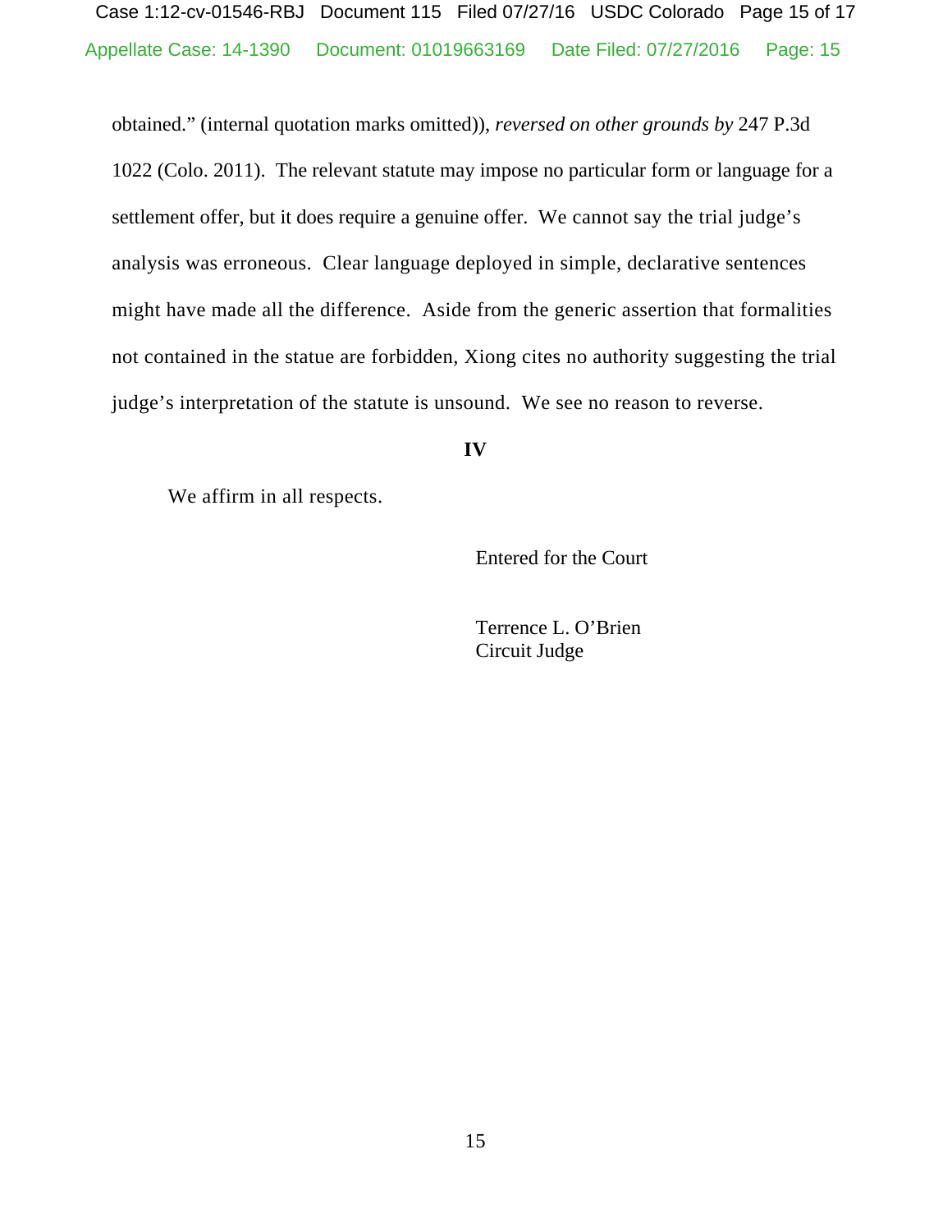obtained." (internal quotation marks omitted)), *reversed on other grounds by* 247 P.3d 1022 (Colo. 2011). The relevant statute may impose no particular form or language for a settlement offer, but it does require a genuine offer. We cannot say the trial judge's analysis was erroneous. Clear language deployed in simple, declarative sentences might have made all the difference. Aside from the generic assertion that formalities not contained in the statue are forbidden, Xiong cites no authority suggesting the trial judge's interpretation of the statute is unsound. We see no reason to reverse.

**IV**

We affirm in all respects.

Entered for the Court

Terrence L. O'Brien
Circuit Judge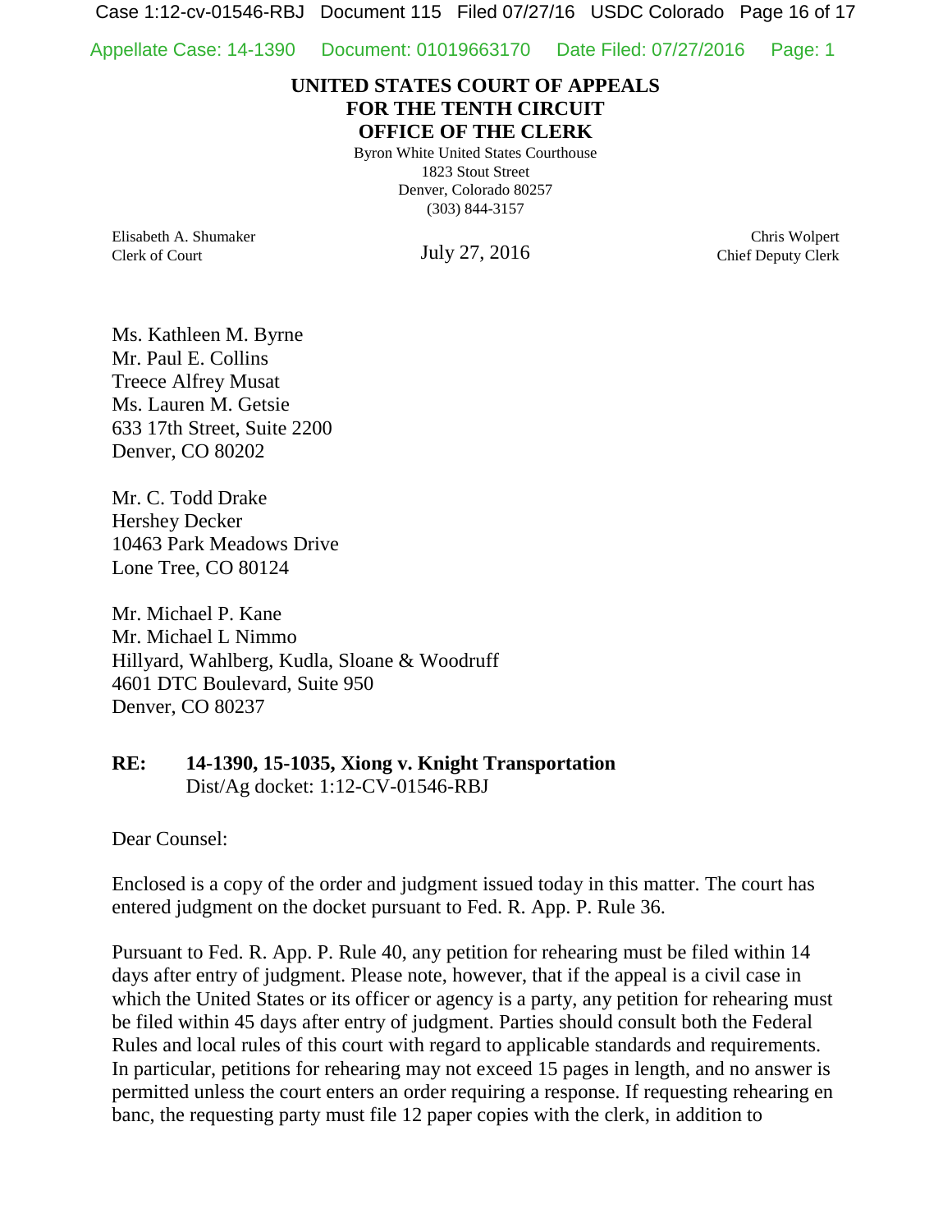# UNITED STATES COURT OF APPEALS
# FOR THE TENTH CIRCUIT
# OFFICE OF THE CLERK

Byron White United States Courthouse
1823 Stout Street
Denver, Colorado 80257
(303) 844-3157

Elisabeth A. Shumaker
Clerk of Court

July 27, 2016

Chris Wolpert
Chief Deputy Clerk

Ms. Kathleen M. Byrne
Mr. Paul E. Collins
Treece Alfrey Musat
Ms. Lauren M. Getsie
633 17th Street, Suite 2200
Denver, CO 80202

Mr. C. Todd Drake
Hershey Decker
10463 Park Meadows Drive
Lone Tree, CO 80124

Mr. Michael P. Kane
Mr. Michael L Nimmo
Hillyard, Wahlberg, Kudla, Sloane & Woodruff
4601 DTC Boulevard, Suite 950
Denver, CO 80237

**RE: 14-1390, 15-1035, Xiong v. Knight Transportation**
Dist/Ag docket: 1:12-CV-01546-RBJ

Dear Counsel:

Enclosed is a copy of the order and judgment issued today in this matter. The court has entered judgment on the docket pursuant to Fed. R. App. P. Rule 36.

Pursuant to Fed. R. App. P. Rule 40, any petition for rehearing must be filed within 14 days after entry of judgment. Please note, however, that if the appeal is a civil case in which the United States or its officer or agency is a party, any petition for rehearing must be filed within 45 days after entry of judgment. Parties should consult both the Federal Rules and local rules of this court with regard to applicable standards and requirements. In particular, petitions for rehearing may not exceed 15 pages in length, and no answer is permitted unless the court enters an order requiring a response. If requesting rehearing en banc, the requesting party must file 12 paper copies with the clerk, in addition to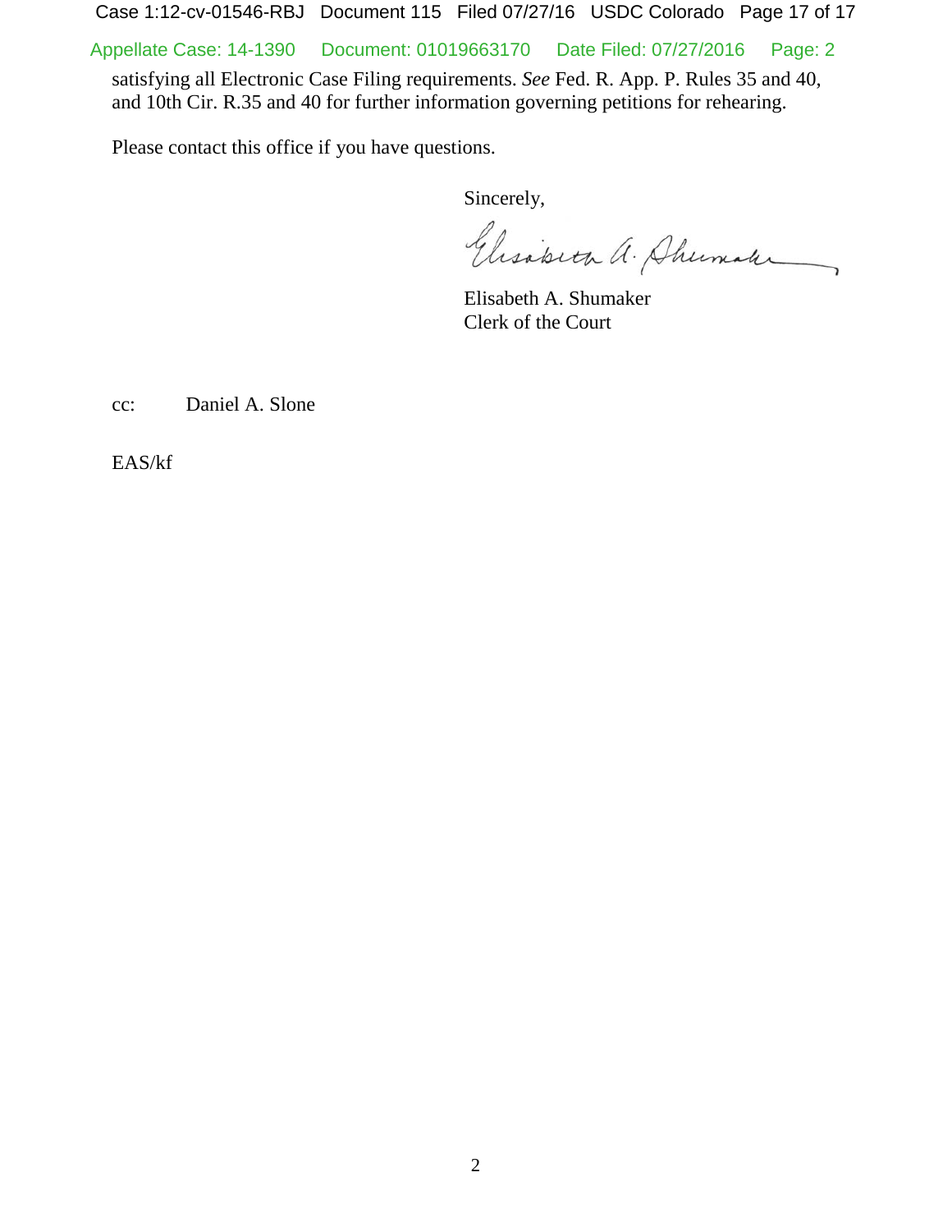satisfying all Electronic Case Filing requirements. *See* Fed. R. App. P. Rules 35 and 40, and 10th Cir. R.35 and 40 for further information governing petitions for rehearing.

Please contact this office if you have questions.

Sincerely,

Elisabeth A. Shumaker
Clerk of the Court

cc: Daniel A. Slone

EAS/kf